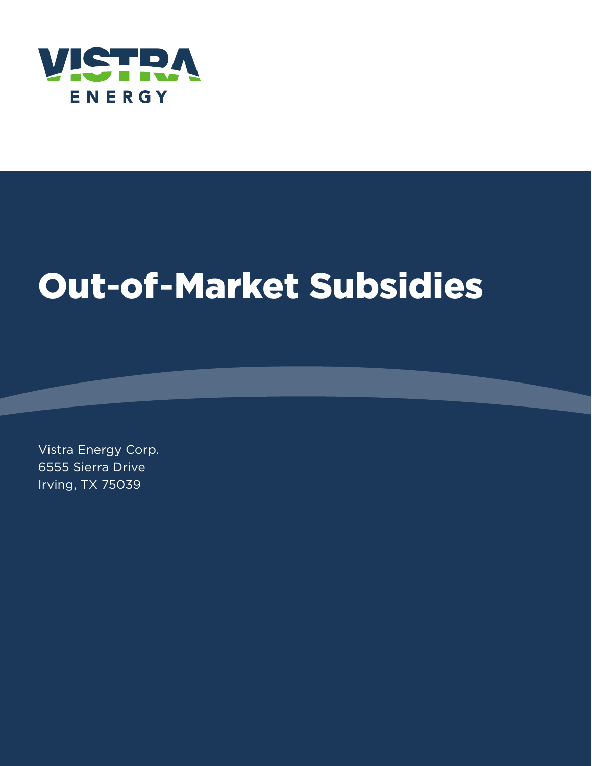VISTRA ENERGY

# Out-of-Market Subsidies

Vistra Energy Corp.
6555 Sierra Drive
Irving, TX 75039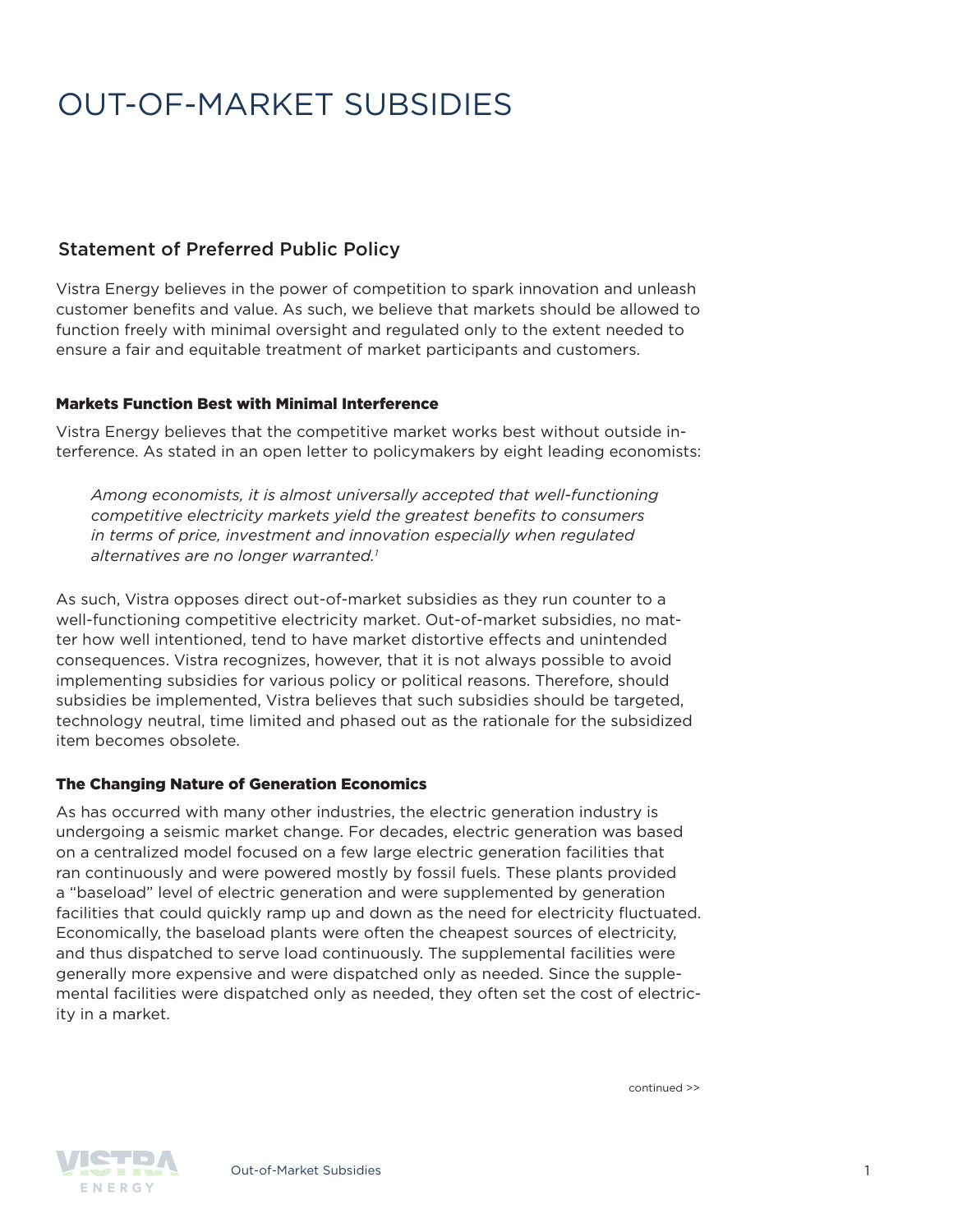# OUT-OF-MARKET SUBSIDIES

## Statement of Preferred Public Policy

Vistra Energy believes in the power of competition to spark innovation and unleash customer benefits and value. As such, we believe that markets should be allowed to function freely with minimal oversight and regulated only to the extent needed to ensure a fair and equitable treatment of market participants and customers.

### Markets Function Best with Minimal Interference

Vistra Energy believes that the competitive market works best without outside interference. As stated in an open letter to policymakers by eight leading economists:

> *Among economists, it is almost universally accepted that well-functioning competitive electricity markets yield the greatest benefits to consumers in terms of price, investment and innovation especially when regulated alternatives are no longer warranted.*[1]

As such, Vistra opposes direct out-of-market subsidies as they run counter to a well-functioning competitive electricity market. Out-of-market subsidies, no matter how well intentioned, tend to have market distortive effects and unintended consequences. Vistra recognizes, however, that it is not always possible to avoid implementing subsidies for various policy or political reasons. Therefore, should subsidies be implemented, Vistra believes that such subsidies should be targeted, technology neutral, time limited and phased out as the rationale for the subsidized item becomes obsolete.

### The Changing Nature of Generation Economics

As has occurred with many other industries, the electric generation industry is undergoing a seismic market change. For decades, electric generation was based on a centralized model focused on a few large electric generation facilities that ran continuously and were powered mostly by fossil fuels. These plants provided a "baseload" level of electric generation and were supplemented by generation facilities that could quickly ramp up and down as the need for electricity fluctuated. Economically, the baseload plants were often the cheapest sources of electricity, and thus dispatched to serve load continuously. The supplemental facilities were generally more expensive and were dispatched only as needed. Since the supplemental facilities were dispatched only as needed, they often set the cost of electricity in a market.

continued >>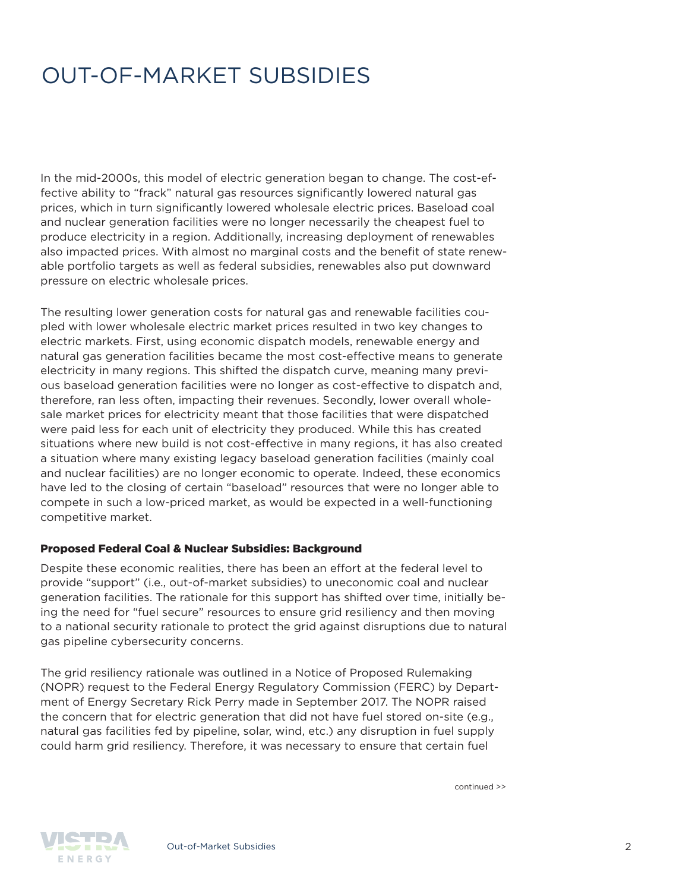# OUT-OF-MARKET SUBSIDIES

In the mid-2000s, this model of electric generation began to change. The cost-effective ability to "frack" natural gas resources significantly lowered natural gas prices, which in turn significantly lowered wholesale electric prices. Baseload coal and nuclear generation facilities were no longer necessarily the cheapest fuel to produce electricity in a region. Additionally, increasing deployment of renewables also impacted prices. With almost no marginal costs and the benefit of state renewable portfolio targets as well as federal subsidies, renewables also put downward pressure on electric wholesale prices.

The resulting lower generation costs for natural gas and renewable facilities coupled with lower wholesale electric market prices resulted in two key changes to electric markets. First, using economic dispatch models, renewable energy and natural gas generation facilities became the most cost-effective means to generate electricity in many regions. This shifted the dispatch curve, meaning many previous baseload generation facilities were no longer as cost-effective to dispatch and, therefore, ran less often, impacting their revenues. Secondly, lower overall wholesale market prices for electricity meant that those facilities that were dispatched were paid less for each unit of electricity they produced. While this has created situations where new build is not cost-effective in many regions, it has also created a situation where many existing legacy baseload generation facilities (mainly coal and nuclear facilities) are no longer economic to operate. Indeed, these economics have led to the closing of certain "baseload" resources that were no longer able to compete in such a low-priced market, as would be expected in a well-functioning competitive market.

**Proposed Federal Coal & Nuclear Subsidies: Background**

Despite these economic realities, there has been an effort at the federal level to provide "support" (i.e., out-of-market subsidies) to uneconomic coal and nuclear generation facilities. The rationale for this support has shifted over time, initially being the need for "fuel secure" resources to ensure grid resiliency and then moving to a national security rationale to protect the grid against disruptions due to natural gas pipeline cybersecurity concerns.

The grid resiliency rationale was outlined in a Notice of Proposed Rulemaking (NOPR) request to the Federal Energy Regulatory Commission (FERC) by Department of Energy Secretary Rick Perry made in September 2017. The NOPR raised the concern that for electric generation that did not have fuel stored on-site (e.g., natural gas facilities fed by pipeline, solar, wind, etc.) any disruption in fuel supply could harm grid resiliency. Therefore, it was necessary to ensure that certain fuel

continued >>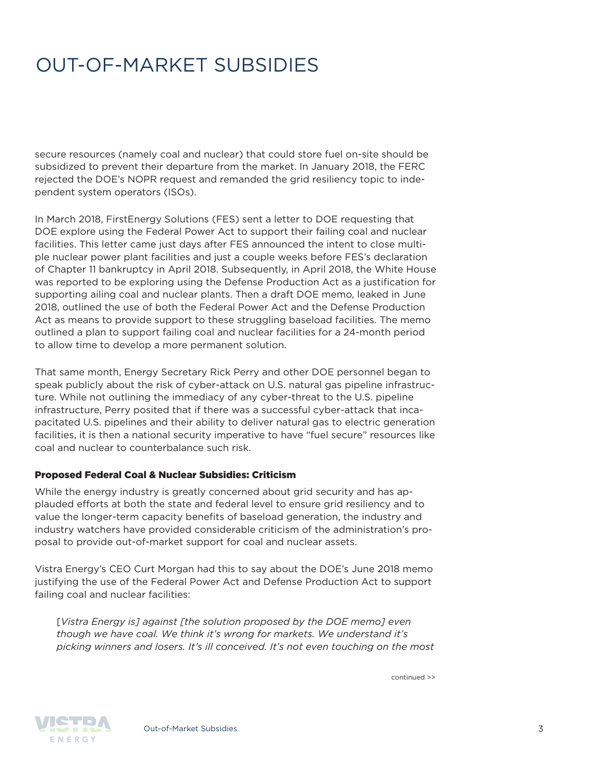# OUT-OF-MARKET SUBSIDIES

secure resources (namely coal and nuclear) that could store fuel on-site should be subsidized to prevent their departure from the market. In January 2018, the FERC rejected the DOE's NOPR request and remanded the grid resiliency topic to independent system operators (ISOs).

In March 2018, FirstEnergy Solutions (FES) sent a letter to DOE requesting that DOE explore using the Federal Power Act to support their failing coal and nuclear facilities. This letter came just days after FES announced the intent to close multiple nuclear power plant facilities and just a couple weeks before FES's declaration of Chapter 11 bankruptcy in April 2018. Subsequently, in April 2018, the White House was reported to be exploring using the Defense Production Act as a justification for supporting ailing coal and nuclear plants. Then a draft DOE memo, leaked in June 2018, outlined the use of both the Federal Power Act and the Defense Production Act as means to provide support to these struggling baseload facilities. The memo outlined a plan to support failing coal and nuclear facilities for a 24-month period to allow time to develop a more permanent solution.

That same month, Energy Secretary Rick Perry and other DOE personnel began to speak publicly about the risk of cyber-attack on U.S. natural gas pipeline infrastructure. While not outlining the immediacy of any cyber-threat to the U.S. pipeline infrastructure, Perry posited that if there was a successful cyber-attack that incapacitated U.S. pipelines and their ability to deliver natural gas to electric generation facilities, it is then a national security imperative to have "fuel secure" resources like coal and nuclear to counterbalance such risk.

### Proposed Federal Coal & Nuclear Subsidies: Criticism

While the energy industry is greatly concerned about grid security and has applauded efforts at both the state and federal level to ensure grid resiliency and to value the longer-term capacity benefits of baseload generation, the industry and industry watchers have provided considerable criticism of the administration's proposal to provide out-of-market support for coal and nuclear assets.

Vistra Energy's CEO Curt Morgan had this to say about the DOE's June 2018 memo justifying the use of the Federal Power Act and Defense Production Act to support failing coal and nuclear facilities:

> [*Vistra Energy is*] *against* [*the solution proposed by the DOE memo*] *even though we have coal. We think it's wrong for markets. We understand it's picking winners and losers. It's ill conceived. It's not even touching on the most*

continued >>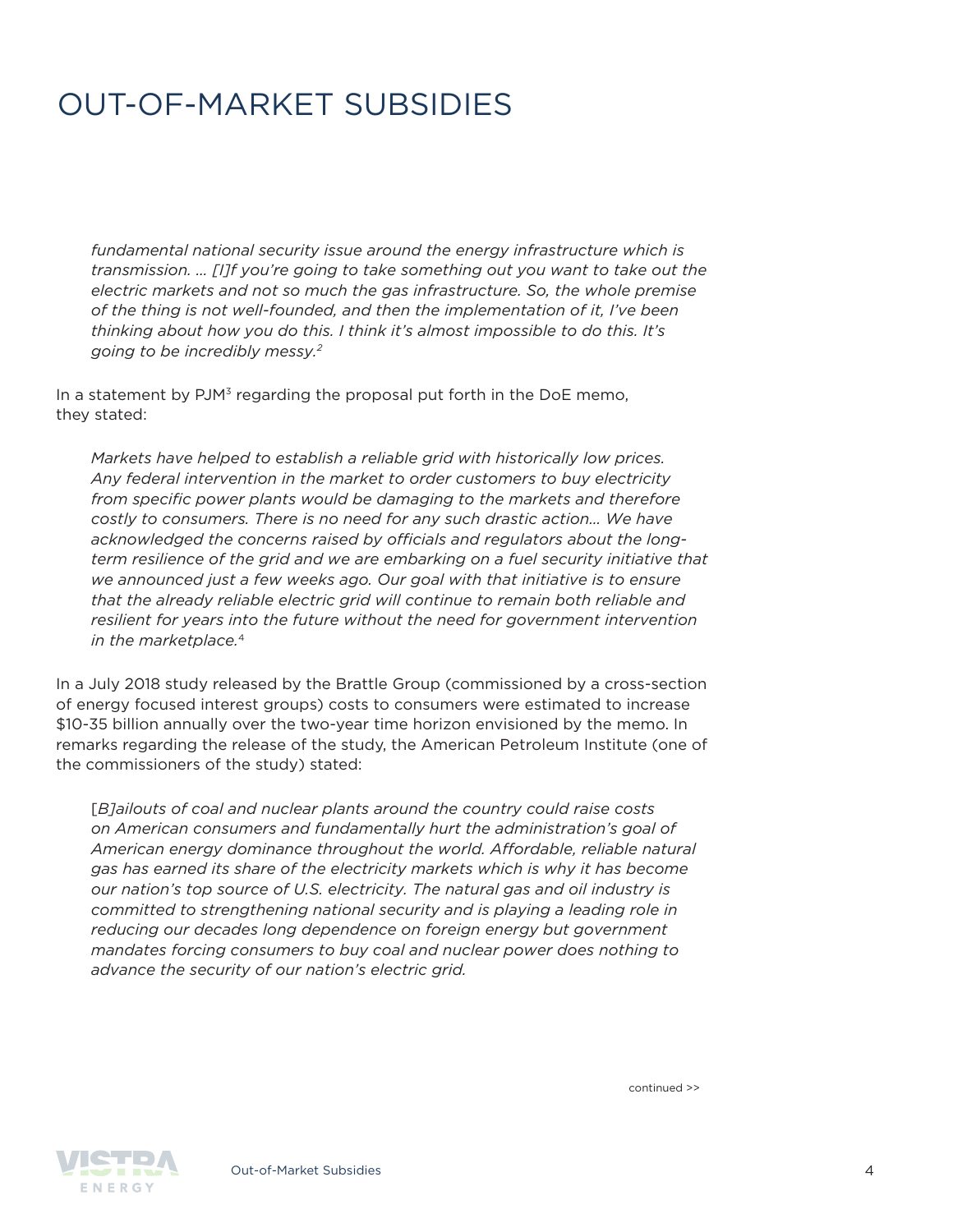# OUT-OF-MARKET SUBSIDIES

> *fundamental national security issue around the energy infrastructure which is transmission. … [I]f you're going to take something out you want to take out the electric markets and not so much the gas infrastructure. So, the whole premise of the thing is not well-founded, and then the implementation of it, I've been thinking about how you do this. I think it's almost impossible to do this. It's going to be incredibly messy.*[2]

In a statement by PJM[3] regarding the proposal put forth in the DoE memo, they stated:

> *Markets have helped to establish a reliable grid with historically low prices. Any federal intervention in the market to order customers to buy electricity from specific power plants would be damaging to the markets and therefore costly to consumers. There is no need for any such drastic action… We have acknowledged the concerns raised by officials and regulators about the long-term resilience of the grid and we are embarking on a fuel security initiative that we announced just a few weeks ago. Our goal with that initiative is to ensure that the already reliable electric grid will continue to remain both reliable and resilient for years into the future without the need for government intervention in the marketplace.*[4]

In a July 2018 study released by the Brattle Group (commissioned by a cross-section of energy focused interest groups) costs to consumers were estimated to increase $10-35 billion annually over the two-year time horizon envisioned by the memo. In remarks regarding the release of the study, the American Petroleum Institute (one of the commissioners of the study) stated:

> [*B]ailouts of coal and nuclear plants around the country could raise costs on American consumers and fundamentally hurt the administration's goal of American energy dominance throughout the world. Affordable, reliable natural gas has earned its share of the electricity markets which is why it has become our nation's top source of U.S. electricity. The natural gas and oil industry is committed to strengthening national security and is playing a leading role in reducing our decades long dependence on foreign energy but government mandates forcing consumers to buy coal and nuclear power does nothing to advance the security of our nation's electric grid.*

continued >>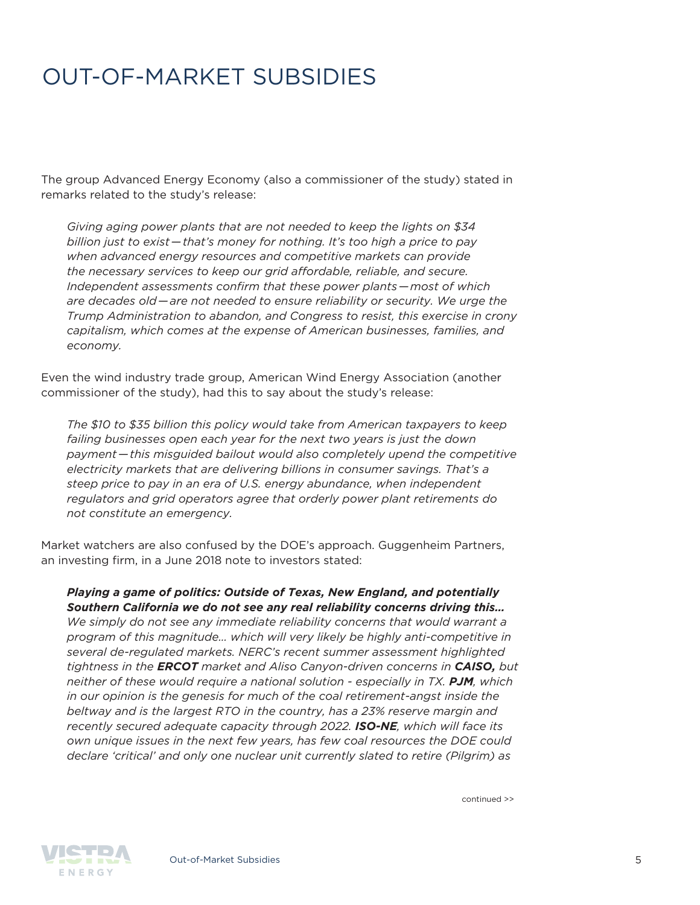# OUT-OF-MARKET SUBSIDIES

The group Advanced Energy Economy (also a commissioner of the study) stated in remarks related to the study's release:

> *Giving aging power plants that are not needed to keep the lights on $34 billion just to exist—that's money for nothing. It's too high a price to pay when advanced energy resources and competitive markets can provide the necessary services to keep our grid affordable, reliable, and secure. Independent assessments confirm that these power plants—most of which are decades old—are not needed to ensure reliability or security. We urge the Trump Administration to abandon, and Congress to resist, this exercise in crony capitalism, which comes at the expense of American businesses, families, and economy.*

Even the wind industry trade group, American Wind Energy Association (another commissioner of the study), had this to say about the study's release:

> *The $10 to $35 billion this policy would take from American taxpayers to keep failing businesses open each year for the next two years is just the down payment—this misguided bailout would also completely upend the competitive electricity markets that are delivering billions in consumer savings. That's a steep price to pay in an era of U.S. energy abundance, when independent regulators and grid operators agree that orderly power plant retirements do not constitute an emergency.*

Market watchers are also confused by the DOE's approach. Guggenheim Partners, an investing firm, in a June 2018 note to investors stated:

> ***Playing a game of politics: Outside of Texas, New England, and potentially Southern California we do not see any real reliability concerns driving this…*** *We simply do not see any immediate reliability concerns that would warrant a program of this magnitude… which will very likely be highly anti-competitive in several de-regulated markets. NERC's recent summer assessment highlighted tightness in the* ***ERCOT*** *market and Aliso Canyon-driven concerns in* ***CAISO,*** *but neither of these would require a national solution - especially in TX.* ***PJM****, which in our opinion is the genesis for much of the coal retirement-angst inside the beltway and is the largest RTO in the country, has a 23% reserve margin and recently secured adequate capacity through 2022.* ***ISO-NE****, which will face its own unique issues in the next few years, has few coal resources the DOE could declare 'critical' and only one nuclear unit currently slated to retire (Pilgrim) as*

continued >>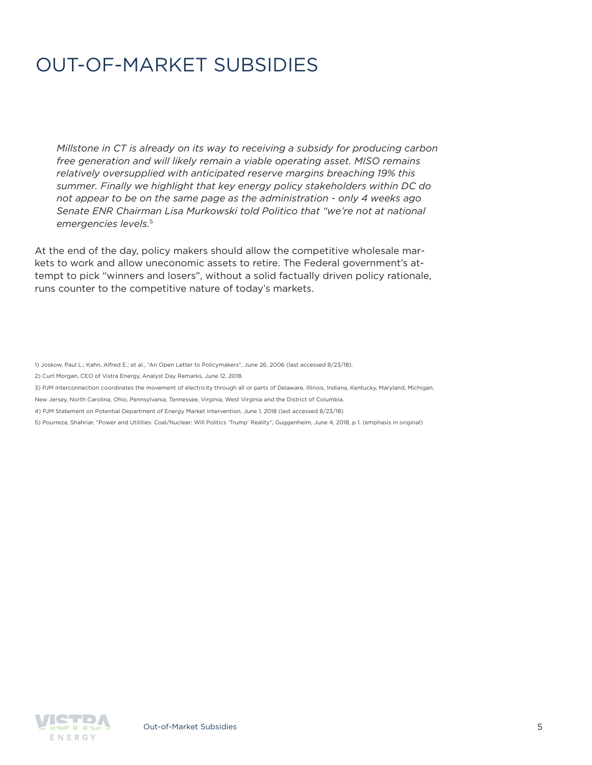# OUT-OF-MARKET SUBSIDIES

> *Millstone in CT is already on its way to receiving a subsidy for producing carbon free generation and will likely remain a viable operating asset. MISO remains relatively oversupplied with anticipated reserve margins breaching 19% this summer. Finally we highlight that key energy policy stakeholders within DC do not appear to be on the same page as the administration - only 4 weeks ago Senate ENR Chairman Lisa Murkowski told Politico that "we're not at national emergencies levels.*[5]

At the end of the day, policy makers should allow the competitive wholesale markets to work and allow uneconomic assets to retire. The Federal government's attempt to pick "winners and losers", without a solid factually driven policy rationale, runs counter to the competitive nature of today's markets.

1) Joskow, Paul L.; Kahn, Alfred E.; et al., "An Open Letter to Policymakers", June 26, 2006 (last accessed 8/23/18).

2) Curt Morgan, CEO of Vistra Energy, Analyst Day Remarks, June 12, 2018.

3) PJM Interconnection coordinates the movement of electricity through all or parts of Delaware, Illinois, Indiana, Kentucky, Maryland, Michigan, New Jersey, North Carolina, Ohio, Pennsylvania, Tennessee, Virginia, West Virginia and the District of Columbia.

4) PJM Statement on Potential Department of Energy Market Intervention, June 1, 2018 (last accessed 8/23/18)

5) Pourreza, Shahriar, "Power and Utilities: Coal/Nuclear: Will Politics 'Trump' Reality", Guggenheim, June 4, 2018, p 1. (emphasis in original)